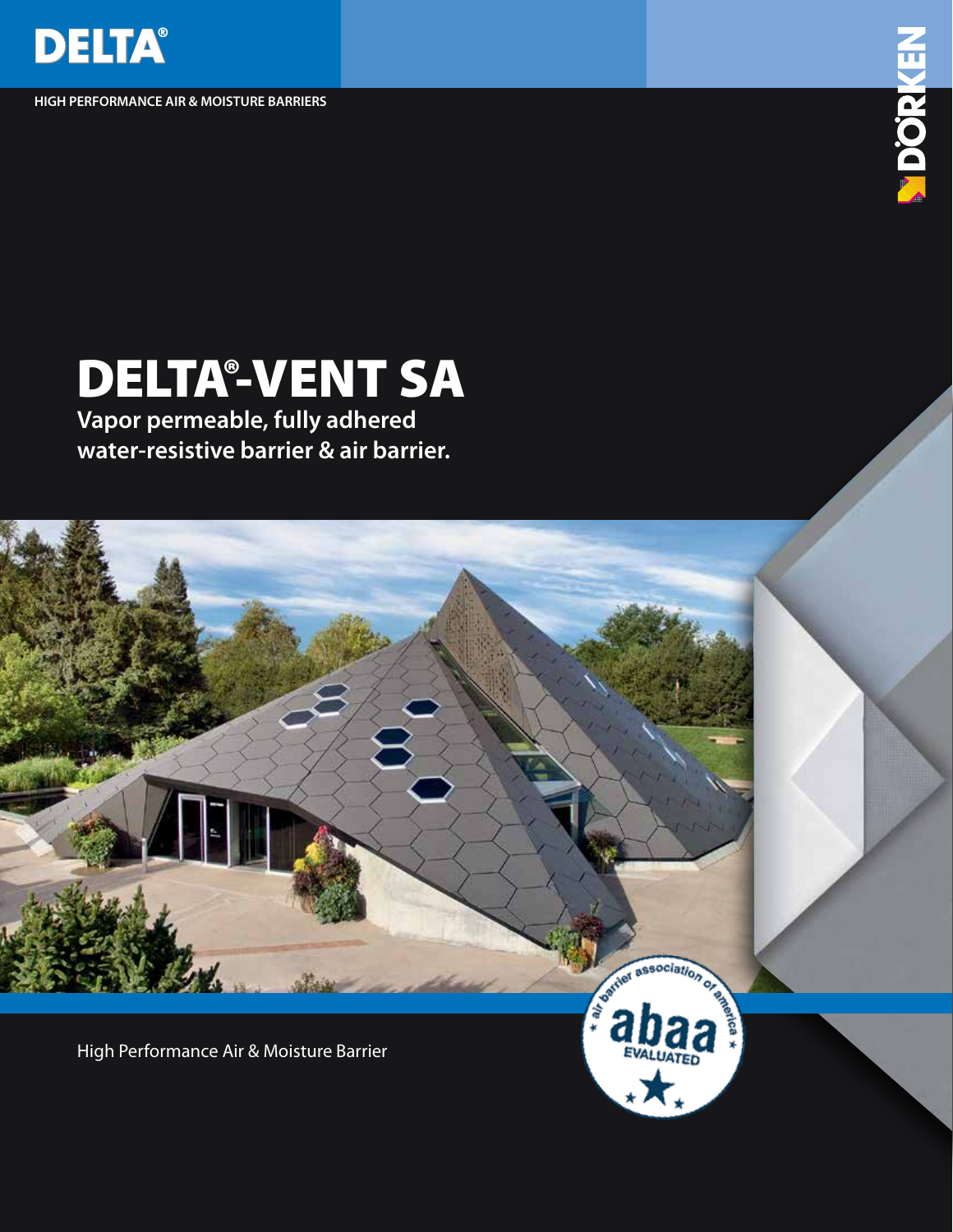DELTA®

HIGH PERFORMANCE AIR & MOISTURE BARRIERS

DÖRKEN

# DELTA®-VENT SA

**Vapor permeable, fully adhered water-resistive barrier & air barrier.**

High Performance Air & Moisture Barrier

air barrier association of america
abaa
EVALUATED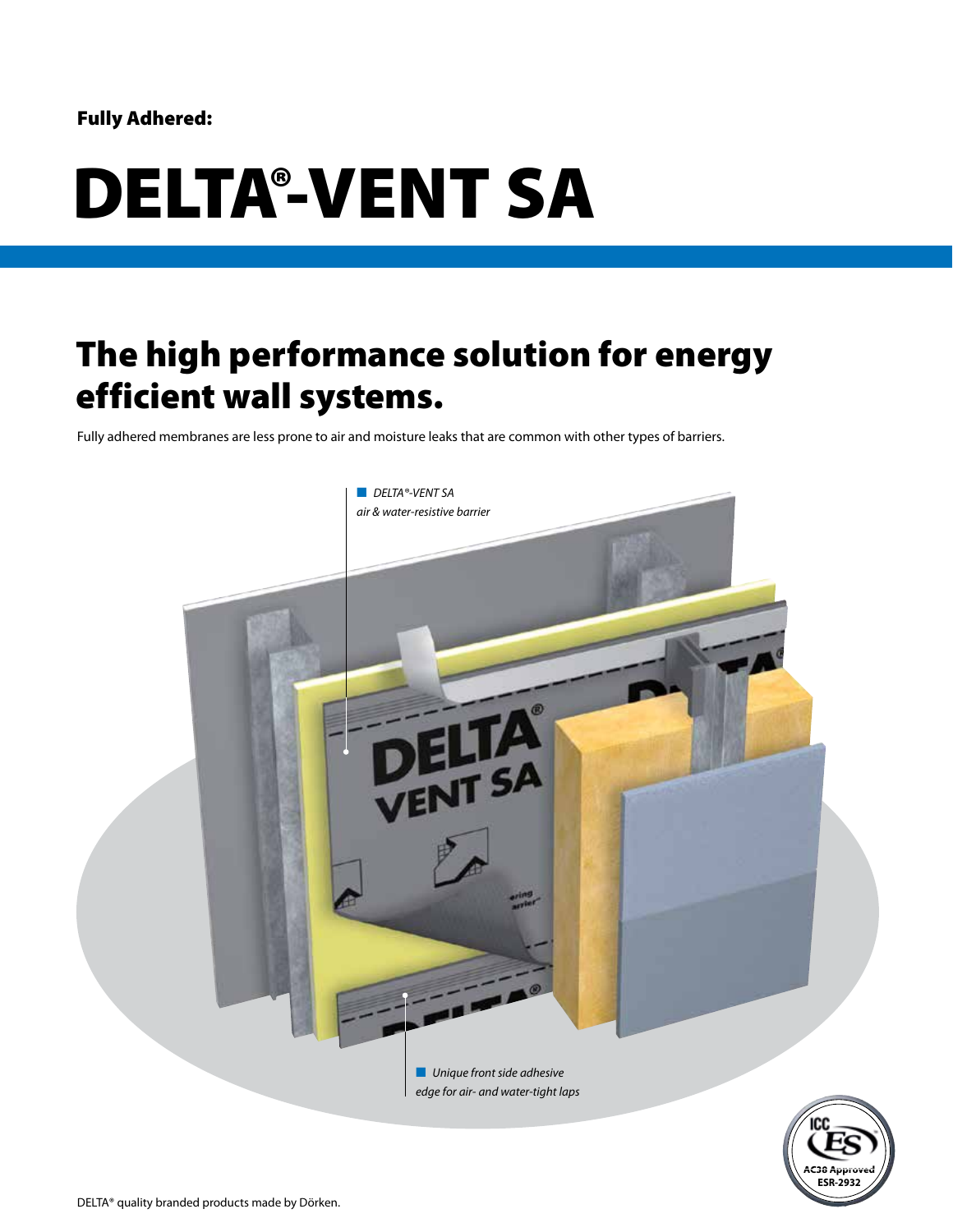**Fully Adhered:**

# DELTA®-VENT SA

## The high performance solution for energy efficient wall systems.

Fully adhered membranes are less prone to air and moisture leaks that are common with other types of barriers.

*DELTA®-VENT SA air & water-resistive barrier*

*Unique front side adhesive edge for air- and water-tight laps*

ICC ES AC38 Approved ESR-2932

DELTA® quality branded products made by Dörken.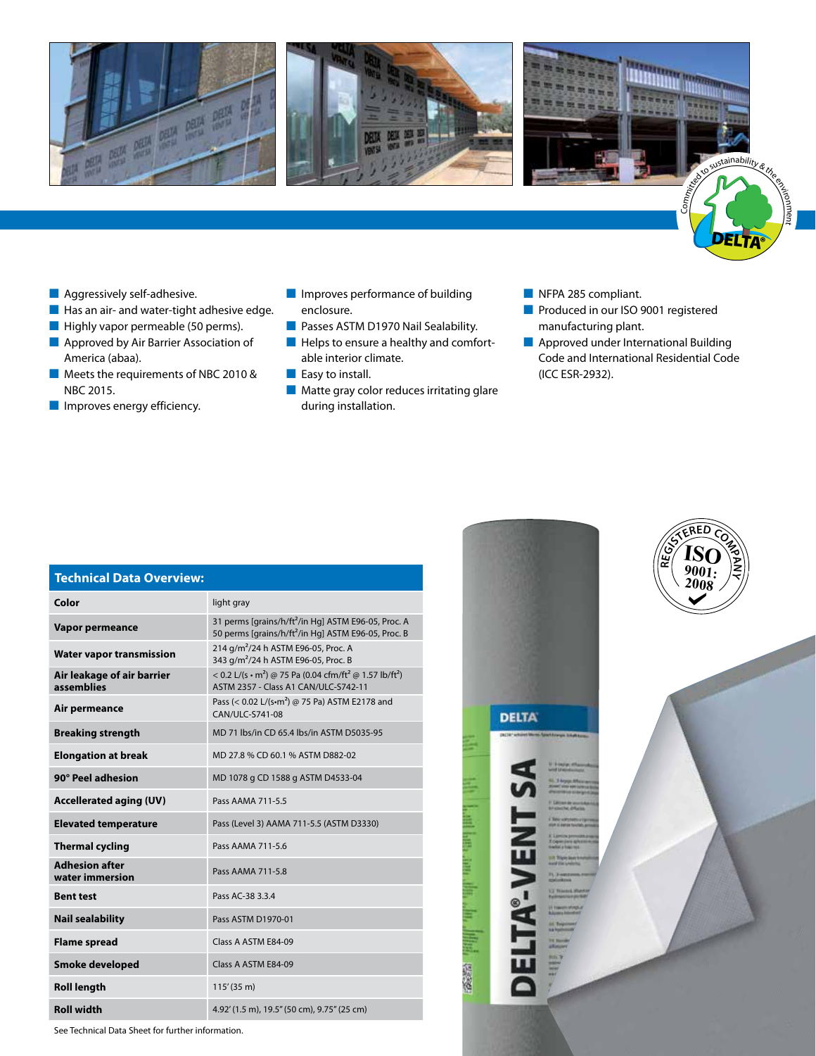- Aggressively self-adhesive.
- Has an air- and water-tight adhesive edge.
- Highly vapor permeable (50 perms).
- Approved by Air Barrier Association of America (abaa).
- Meets the requirements of NBC 2010 & NBC 2015.
- Improves energy efficiency.
- Improves performance of building enclosure.
- Passes ASTM D1970 Nail Sealability.
- Helps to ensure a healthy and comfortable interior climate.
- Easy to install.
- Matte gray color reduces irritating glare during installation.
- NFPA 285 compliant.
- Produced in our ISO 9001 registered manufacturing plant.
- Approved under International Building Code and International Residential Code (ICC ESR-2932).

## Technical Data Overview:

| | |
|---|---|
| **Color** | light gray |
| **Vapor permeance** | 31 perms [grains/h/ft²/in Hg] ASTM E96-05, Proc. A<br>50 perms [grains/h/ft²/in Hg] ASTM E96-05, Proc. B |
| **Water vapor transmission** | 214 g/m²/24 h ASTM E96-05, Proc. A<br>343 g/m²/24 h ASTM E96-05, Proc. B |
| **Air leakage of air barrier assemblies** | < 0.2 L/(s • m²) @ 75 Pa (0.04 cfm/ft² @ 1.57 lb/ft²)<br>ASTM 2357 - Class A1 CAN/ULC-S742-11 |
| **Air permeance** | Pass (< 0.02 L/(s•m²) @ 75 Pa) ASTM E2178 and CAN/ULC-S741-08 |
| **Breaking strength** | MD 71 lbs/in CD 65.4 lbs/in ASTM D5035-95 |
| **Elongation at break** | MD 27.8 % CD 60.1 % ASTM D882-02 |
| **90° Peel adhesion** | MD 1078 g CD 1588 g ASTM D4533-04 |
| **Accellerated aging (UV)** | Pass AAMA 711-5.5 |
| **Elevated temperature** | Pass (Level 3) AAMA 711-5.5 (ASTM D3330) |
| **Thermal cycling** | Pass AAMA 711-5.6 |
| **Adhesion after water immersion** | Pass AAMA 711-5.8 |
| **Bent test** | Pass AC-38 3.3.4 |
| **Nail sealability** | Pass ASTM D1970-01 |
| **Flame spread** | Class A ASTM E84-09 |
| **Smoke developed** | Class A ASTM E84-09 |
| **Roll length** | 115' (35 m) |
| **Roll width** | 4.92' (1.5 m), 19.5" (50 cm), 9.75" (25 cm) |

See Technical Data Sheet for further information.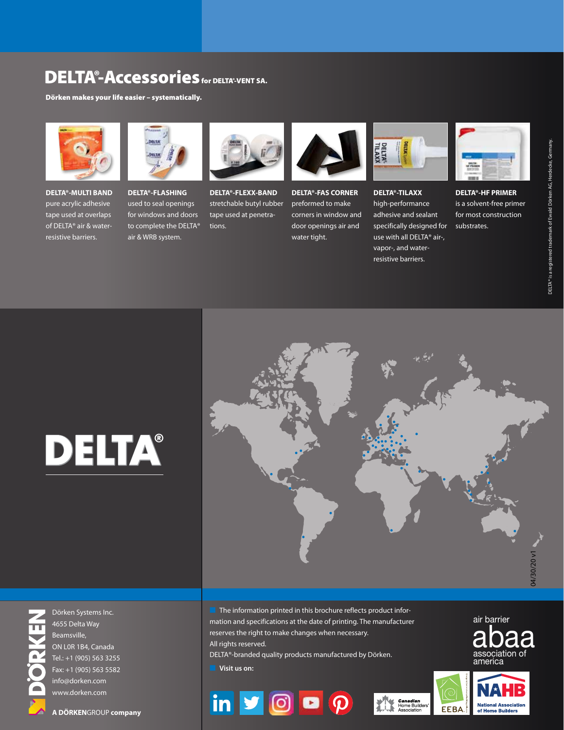# DELTA®-Accessories for DELTA®-VENT SA.

**Dörken makes your life easier – systematically.**

**DELTA®-MULTI BAND**
pure acrylic adhesive tape used at overlaps of DELTA® air & water-resistive barriers.

**DELTA®-FLASHING**
used to seal openings for windows and doors to complete the DELTA® air & WRB system.

**DELTA®-FLEXX-BAND**
stretchable butyl rubber tape used at penetrations.

**DELTA®-FAS CORNER**
preformed to make corners in window and door openings air and water tight.

**DELTA®-TILAXX**
high-performance adhesive and sealant specifically designed for use with all DELTA® air-, vapor-, and water-resistive barriers.

**DELTA®-HF PRIMER**
is a solvent-free primer for most construction substrates.

DELTA® is a registered trademark of Ewald Dörken AG, Herdecke, Germany.

DELTA®

04/30/20 v1

Dörken Systems Inc.
4655 Delta Way
Beamsville,
ON L0R 1B4, Canada
Tel.: +1 (905) 563 3255
Fax: +1 (905) 563 5582
info@dorken.com
www.dorken.com

**A DÖRKEN**GROUP **company**

The information printed in this brochure reflects product information and specifications at the date of printing. The manufacturer reserves the right to make changes when necessary.
All rights reserved.
DELTA®-branded quality products manufactured by Dörken.

**Visit us on:**

air barrier abaa association of america

Canadian Home Builders' Association

EEBA

NAHB National Association of Home Builders